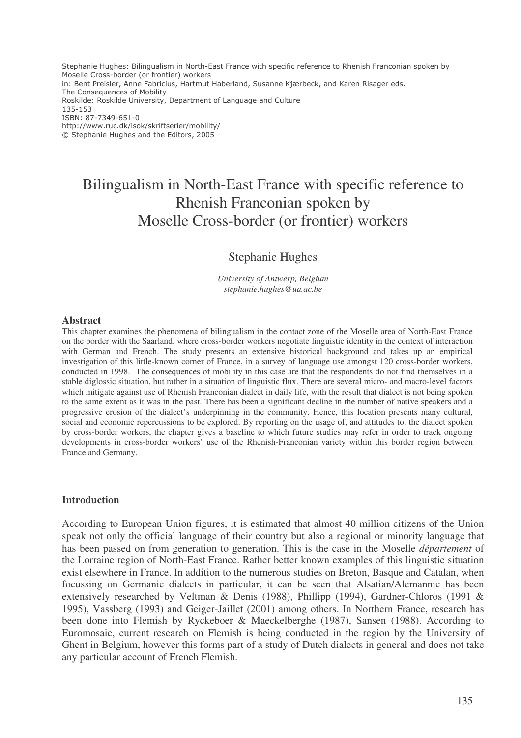Stephanie Hughes: Bilingualism in North-East France with specific reference to Rhenish Franconian spoken by Moselle Cross-border (or frontier) workers
in: Bent Preisler, Anne Fabricius, Hartmut Haberland, Susanne Kjærbeck, and Karen Risager eds.
The Consequences of Mobility
Roskilde: Roskilde University, Department of Language and Culture
135-153
ISBN: 87-7349-651-0
http://www.ruc.dk/isok/skriftserier/mobility/
© Stephanie Hughes and the Editors, 2005

# Bilingualism in North-East France with specific reference to Rhenish Franconian spoken by Moselle Cross-border (or frontier) workers

Stephanie Hughes

*University of Antwerp, Belgium*
*stephanie.hughes@ua.ac.be*

## Abstract

This chapter examines the phenomena of bilingualism in the contact zone of the Moselle area of North-East France on the border with the Saarland, where cross-border workers negotiate linguistic identity in the context of interaction with German and French. The study presents an extensive historical background and takes up an empirical investigation of this little-known corner of France, in a survey of language use amongst 120 cross-border workers, conducted in 1998. The consequences of mobility in this case are that the respondents do not find themselves in a stable diglossic situation, but rather in a situation of linguistic flux. There are several micro- and macro-level factors which mitigate against use of Rhenish Franconian dialect in daily life, with the result that dialect is not being spoken to the same extent as it was in the past. There has been a significant decline in the number of native speakers and a progressive erosion of the dialect's underpinning in the community. Hence, this location presents many cultural, social and economic repercussions to be explored. By reporting on the usage of, and attitudes to, the dialect spoken by cross-border workers, the chapter gives a baseline to which future studies may refer in order to track ongoing developments in cross-border workers' use of the Rhenish-Franconian variety within this border region between France and Germany.

## Introduction

According to European Union figures, it is estimated that almost 40 million citizens of the Union speak not only the official language of their country but also a regional or minority language that has been passed on from generation to generation. This is the case in the Moselle *département* of the Lorraine region of North-East France. Rather better known examples of this linguistic situation exist elsewhere in France. In addition to the numerous studies on Breton, Basque and Catalan, when focussing on Germanic dialects in particular, it can be seen that Alsatian/Alemannic has been extensively researched by Veltman & Denis (1988), Phillipp (1994), Gardner-Chloros (1991 & 1995), Vassberg (1993) and Geiger-Jaillet (2001) among others. In Northern France, research has been done into Flemish by Ryckeboer & Maeckelberghe (1987), Sansen (1988). According to Euromosaic, current research on Flemish is being conducted in the region by the University of Ghent in Belgium, however this forms part of a study of Dutch dialects in general and does not take any particular account of French Flemish.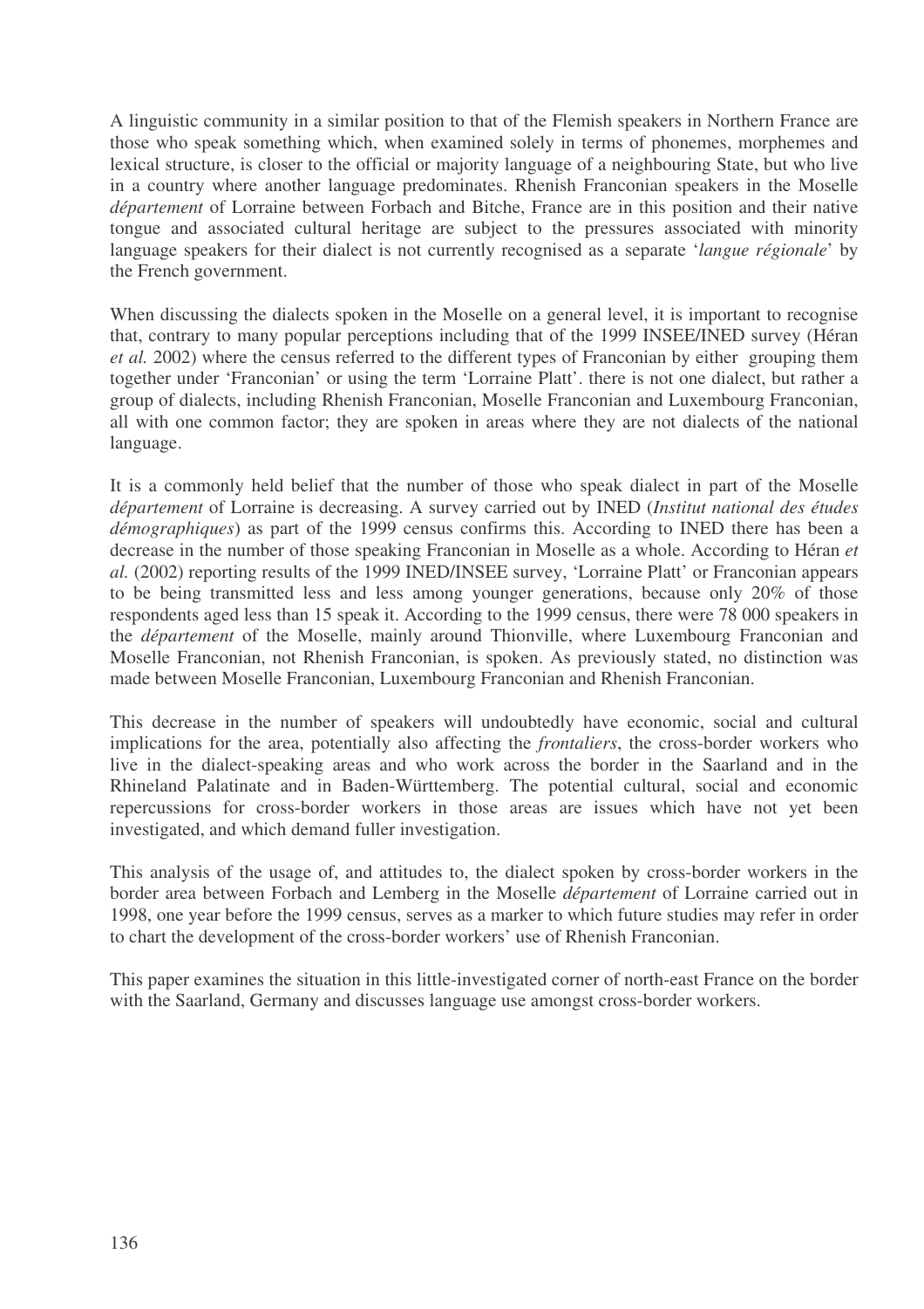A linguistic community in a similar position to that of the Flemish speakers in Northern France are those who speak something which, when examined solely in terms of phonemes, morphemes and lexical structure, is closer to the official or majority language of a neighbouring State, but who live in a country where another language predominates. Rhenish Franconian speakers in the Moselle *département* of Lorraine between Forbach and Bitche, France are in this position and their native tongue and associated cultural heritage are subject to the pressures associated with minority language speakers for their dialect is not currently recognised as a separate '*langue régionale*' by the French government.

When discussing the dialects spoken in the Moselle on a general level, it is important to recognise that, contrary to many popular perceptions including that of the 1999 INSEE/INED survey (Héran *et al.* 2002) where the census referred to the different types of Franconian by either grouping them together under 'Franconian' or using the term 'Lorraine Platt'. there is not one dialect, but rather a group of dialects, including Rhenish Franconian, Moselle Franconian and Luxembourg Franconian, all with one common factor; they are spoken in areas where they are not dialects of the national language.

It is a commonly held belief that the number of those who speak dialect in part of the Moselle *département* of Lorraine is decreasing. A survey carried out by INED (*Institut national des études démographiques*) as part of the 1999 census confirms this. According to INED there has been a decrease in the number of those speaking Franconian in Moselle as a whole. According to Héran *et al.* (2002) reporting results of the 1999 INED/INSEE survey, 'Lorraine Platt' or Franconian appears to be being transmitted less and less among younger generations, because only 20% of those respondents aged less than 15 speak it. According to the 1999 census, there were 78 000 speakers in the *département* of the Moselle, mainly around Thionville, where Luxembourg Franconian and Moselle Franconian, not Rhenish Franconian, is spoken. As previously stated, no distinction was made between Moselle Franconian, Luxembourg Franconian and Rhenish Franconian.

This decrease in the number of speakers will undoubtedly have economic, social and cultural implications for the area, potentially also affecting the *frontaliers*, the cross-border workers who live in the dialect-speaking areas and who work across the border in the Saarland and in the Rhineland Palatinate and in Baden-Württemberg. The potential cultural, social and economic repercussions for cross-border workers in those areas are issues which have not yet been investigated, and which demand fuller investigation.

This analysis of the usage of, and attitudes to, the dialect spoken by cross-border workers in the border area between Forbach and Lemberg in the Moselle *département* of Lorraine carried out in 1998, one year before the 1999 census, serves as a marker to which future studies may refer in order to chart the development of the cross-border workers' use of Rhenish Franconian.

This paper examines the situation in this little-investigated corner of north-east France on the border with the Saarland, Germany and discusses language use amongst cross-border workers.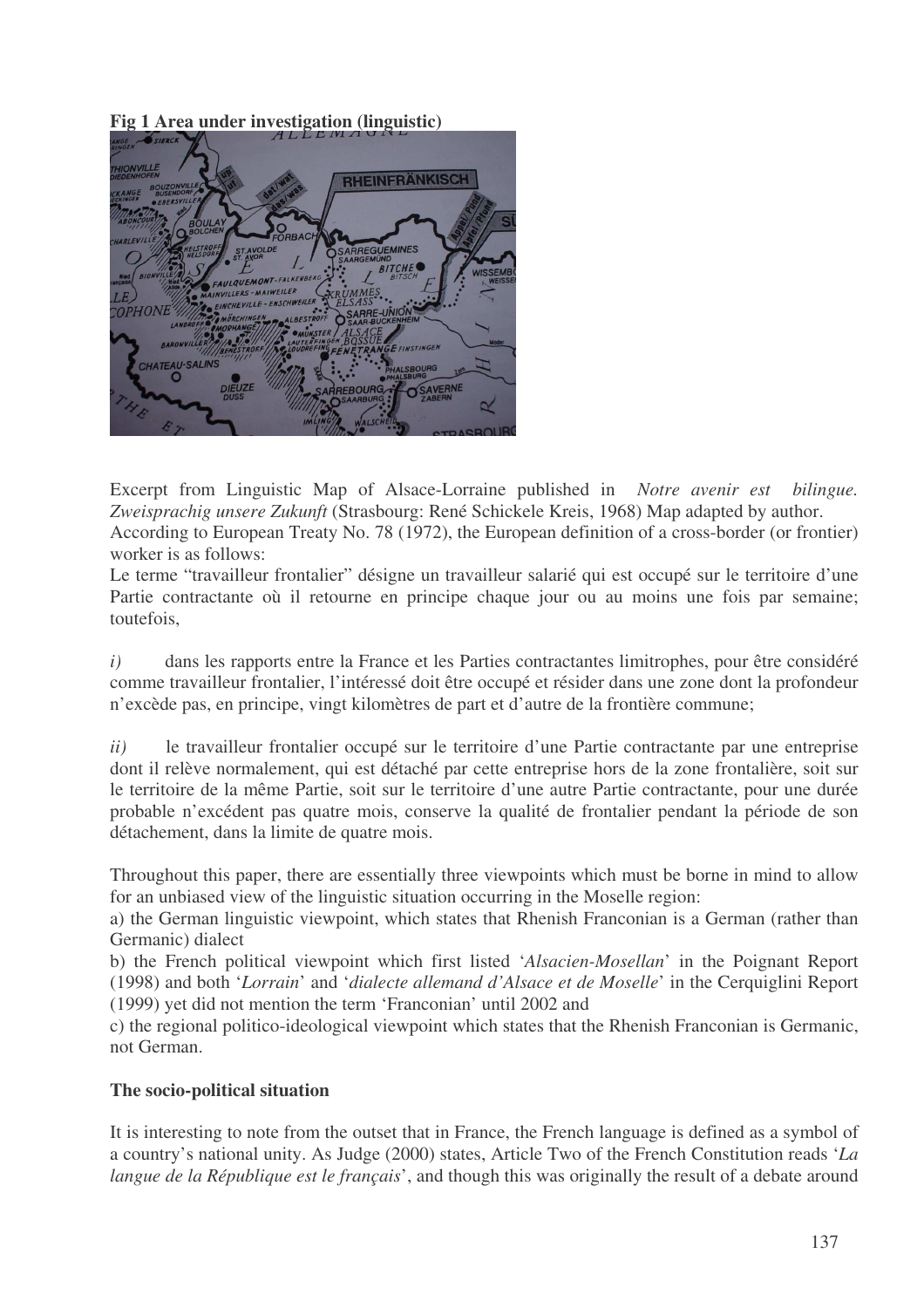**Fig 1 Area under investigation (linguistic)**

Excerpt from Linguistic Map of Alsace-Lorraine published in *Notre avenir est bilingue. Zweisprachig unsere Zukunft* (Strasbourg: René Schickele Kreis, 1968) Map adapted by author.

According to European Treaty No. 78 (1972), the European definition of a cross-border (or frontier) worker is as follows:

Le terme "travailleur frontalier" désigne un travailleur salarié qui est occupé sur le territoire d'une Partie contractante où il retourne en principe chaque jour ou au moins une fois par semaine; toutefois,

*i)* dans les rapports entre la France et les Parties contractantes limitrophes, pour être considéré comme travailleur frontalier, l'intéressé doit être occupé et résider dans une zone dont la profondeur n'excède pas, en principe, vingt kilomètres de part et d'autre de la frontière commune;

*ii)* le travailleur frontalier occupé sur le territoire d'une Partie contractante par une entreprise dont il relève normalement, qui est détaché par cette entreprise hors de la zone frontalière, soit sur le territoire de la même Partie, soit sur le territoire d'une autre Partie contractante, pour une durée probable n'excédant pas quatre mois, conserve la qualité de frontalier pendant la période de son détachement, dans la limite de quatre mois.

Throughout this paper, there are essentially three viewpoints which must be borne in mind to allow for an unbiased view of the linguistic situation occurring in the Moselle region:

a) the German linguistic viewpoint, which states that Rhenish Franconian is a German (rather than Germanic) dialect

b) the French political viewpoint which first listed '*Alsacien-Mosellan*' in the Poignant Report (1998) and both '*Lorrain*' and '*dialecte allemand d'Alsace et de Moselle*' in the Cerquiglini Report (1999) yet did not mention the term 'Franconian' until 2002 and

c) the regional politico-ideological viewpoint which states that the Rhenish Franconian is Germanic, not German.

**The socio-political situation**

It is interesting to note from the outset that in France, the French language is defined as a symbol of a country's national unity. As Judge (2000) states, Article Two of the French Constitution reads '*La langue de la République est le français*', and though this was originally the result of a debate around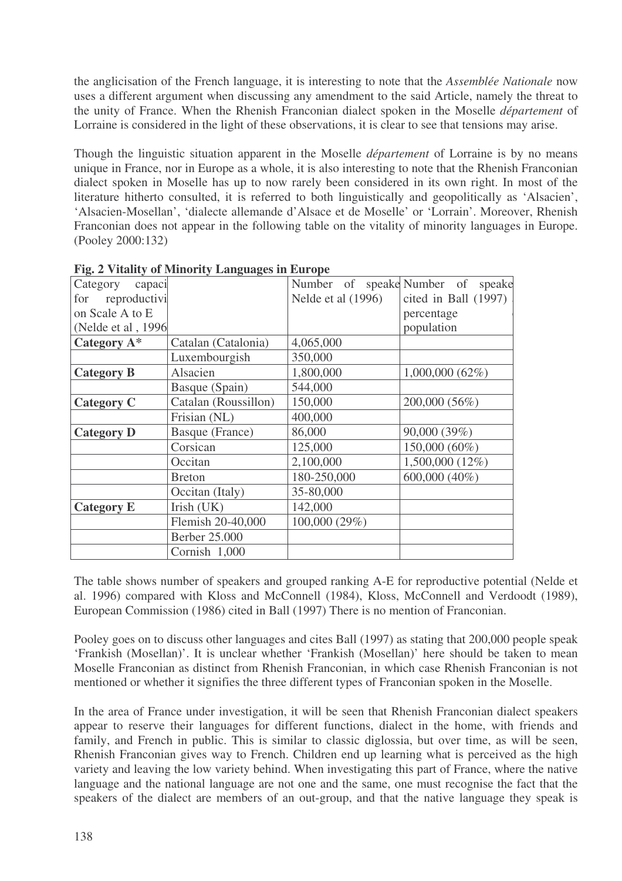the anglicisation of the French language, it is interesting to note that the *Assemblée Nationale* now uses a different argument when discussing any amendment to the said Article, namely the threat to the unity of France. When the Rhenish Franconian dialect spoken in the Moselle *département* of Lorraine is considered in the light of these observations, it is clear to see that tensions may arise.

Though the linguistic situation apparent in the Moselle *département* of Lorraine is by no means unique in France, nor in Europe as a whole, it is also interesting to note that the Rhenish Franconian dialect spoken in Moselle has up to now rarely been considered in its own right. In most of the literature hitherto consulted, it is referred to both linguistically and geopolitically as 'Alsacien', 'Alsacien-Mosellan', 'dialecte allemande d'Alsace et de Moselle' or 'Lorrain'. Moreover, Rhenish Franconian does not appear in the following table on the vitality of minority languages in Europe. (Pooley 2000:132)

**Fig. 2 Vitality of Minority Languages in Europe**

| Category capaci for reproductivi on Scale A to E (Nelde et al , 1996 | | Number of speake Nelde et al (1996) | Number of speake cited in Ball (1997) percentage population |
|---|---|---|---|
| **Category A*** | Catalan (Catalonia) | 4,065,000 | |
| | Luxembourgish | 350,000 | |
| **Category B** | Alsacien | 1,800,000 | 1,000,000 (62%) |
| | Basque (Spain) | 544,000 | |
| **Category C** | Catalan (Roussillon) | 150,000 | 200,000 (56%) |
| | Frisian (NL) | 400,000 | |
| **Category D** | Basque (France) | 86,000 | 90,000 (39%) |
| | Corsican | 125,000 | 150,000 (60%) |
| | Occitan | 2,100,000 | 1,500,000 (12%) |
| | Breton | 180-250,000 | 600,000 (40%) |
| | Occitan (Italy) | 35-80,000 | |
| **Category E** | Irish (UK) | 142,000 | |
| | Flemish 20-40,000 | 100,000 (29%) | |
| | Berber 25.000 | | |
| | Cornish 1,000 | | |

The table shows number of speakers and grouped ranking A-E for reproductive potential (Nelde et al. 1996) compared with Kloss and McConnell (1984), Kloss, McConnell and Verdoodt (1989), European Commission (1986) cited in Ball (1997) There is no mention of Franconian.

Pooley goes on to discuss other languages and cites Ball (1997) as stating that 200,000 people speak 'Frankish (Mosellan)'. It is unclear whether 'Frankish (Mosellan)' here should be taken to mean Moselle Franconian as distinct from Rhenish Franconian, in which case Rhenish Franconian is not mentioned or whether it signifies the three different types of Franconian spoken in the Moselle.

In the area of France under investigation, it will be seen that Rhenish Franconian dialect speakers appear to reserve their languages for different functions, dialect in the home, with friends and family, and French in public. This is similar to classic diglossia, but over time, as will be seen, Rhenish Franconian gives way to French. Children end up learning what is perceived as the high variety and leaving the low variety behind. When investigating this part of France, where the native language and the national language are not one and the same, one must recognise the fact that the speakers of the dialect are members of an out-group, and that the native language they speak is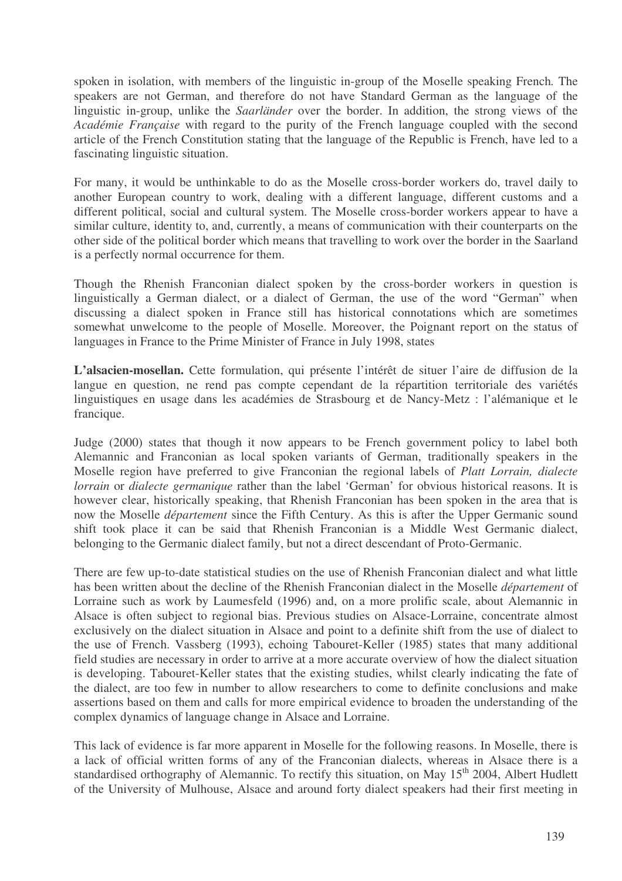spoken in isolation, with members of the linguistic in-group of the Moselle speaking French. The speakers are not German, and therefore do not have Standard German as the language of the linguistic in-group, unlike the *Saarländer* over the border. In addition, the strong views of the *Académie Française* with regard to the purity of the French language coupled with the second article of the French Constitution stating that the language of the Republic is French, have led to a fascinating linguistic situation.

For many, it would be unthinkable to do as the Moselle cross-border workers do, travel daily to another European country to work, dealing with a different language, different customs and a different political, social and cultural system. The Moselle cross-border workers appear to have a similar culture, identity to, and, currently, a means of communication with their counterparts on the other side of the political border which means that travelling to work over the border in the Saarland is a perfectly normal occurrence for them.

Though the Rhenish Franconian dialect spoken by the cross-border workers in question is linguistically a German dialect, or a dialect of German, the use of the word "German" when discussing a dialect spoken in France still has historical connotations which are sometimes somewhat unwelcome to the people of Moselle. Moreover, the Poignant report on the status of languages in France to the Prime Minister of France in July 1998, states

**L'alsacien-mosellan.** Cette formulation, qui présente l'intérêt de situer l'aire de diffusion de la langue en question, ne rend pas compte cependant de la répartition territoriale des variétés linguistiques en usage dans les académies de Strasbourg et de Nancy-Metz : l'alémanique et le francique.

Judge (2000) states that though it now appears to be French government policy to label both Alemannic and Franconian as local spoken variants of German, traditionally speakers in the Moselle region have preferred to give Franconian the regional labels of *Platt Lorrain, dialecte lorrain* or *dialecte germanique* rather than the label 'German' for obvious historical reasons. It is however clear, historically speaking, that Rhenish Franconian has been spoken in the area that is now the Moselle *département* since the Fifth Century. As this is after the Upper Germanic sound shift took place it can be said that Rhenish Franconian is a Middle West Germanic dialect, belonging to the Germanic dialect family, but not a direct descendant of Proto-Germanic.

There are few up-to-date statistical studies on the use of Rhenish Franconian dialect and what little has been written about the decline of the Rhenish Franconian dialect in the Moselle *département* of Lorraine such as work by Laumesfeld (1996) and, on a more prolific scale, about Alemannic in Alsace is often subject to regional bias. Previous studies on Alsace-Lorraine, concentrate almost exclusively on the dialect situation in Alsace and point to a definite shift from the use of dialect to the use of French. Vassberg (1993), echoing Tabouret-Keller (1985) states that many additional field studies are necessary in order to arrive at a more accurate overview of how the dialect situation is developing. Tabouret-Keller states that the existing studies, whilst clearly indicating the fate of the dialect, are too few in number to allow researchers to come to definite conclusions and make assertions based on them and calls for more empirical evidence to broaden the understanding of the complex dynamics of language change in Alsace and Lorraine.

This lack of evidence is far more apparent in Moselle for the following reasons. In Moselle, there is a lack of official written forms of any of the Franconian dialects, whereas in Alsace there is a standardised orthography of Alemannic. To rectify this situation, on May 15th 2004, Albert Hudlett of the University of Mulhouse, Alsace and around forty dialect speakers had their first meeting in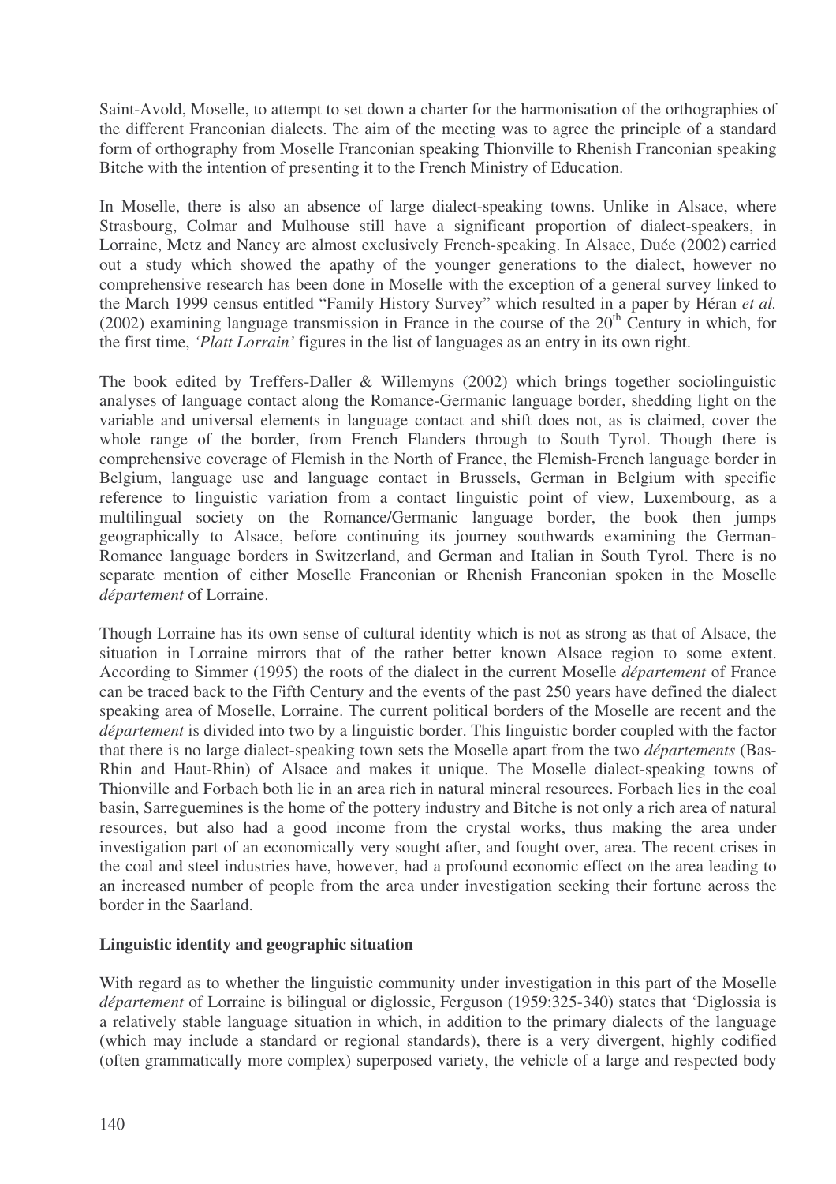Saint-Avold, Moselle, to attempt to set down a charter for the harmonisation of the orthographies of the different Franconian dialects. The aim of the meeting was to agree the principle of a standard form of orthography from Moselle Franconian speaking Thionville to Rhenish Franconian speaking Bitche with the intention of presenting it to the French Ministry of Education.

In Moselle, there is also an absence of large dialect-speaking towns. Unlike in Alsace, where Strasbourg, Colmar and Mulhouse still have a significant proportion of dialect-speakers, in Lorraine, Metz and Nancy are almost exclusively French-speaking. In Alsace, Duée (2002) carried out a study which showed the apathy of the younger generations to the dialect, however no comprehensive research has been done in Moselle with the exception of a general survey linked to the March 1999 census entitled "Family History Survey" which resulted in a paper by Héran *et al.* (2002) examining language transmission in France in the course of the 20th Century in which, for the first time, *'Platt Lorrain'* figures in the list of languages as an entry in its own right.

The book edited by Treffers-Daller & Willemyns (2002) which brings together sociolinguistic analyses of language contact along the Romance-Germanic language border, shedding light on the variable and universal elements in language contact and shift does not, as is claimed, cover the whole range of the border, from French Flanders through to South Tyrol. Though there is comprehensive coverage of Flemish in the North of France, the Flemish-French language border in Belgium, language use and language contact in Brussels, German in Belgium with specific reference to linguistic variation from a contact linguistic point of view, Luxembourg, as a multilingual society on the Romance/Germanic language border, the book then jumps geographically to Alsace, before continuing its journey southwards examining the German-Romance language borders in Switzerland, and German and Italian in South Tyrol. There is no separate mention of either Moselle Franconian or Rhenish Franconian spoken in the Moselle *département* of Lorraine.

Though Lorraine has its own sense of cultural identity which is not as strong as that of Alsace, the situation in Lorraine mirrors that of the rather better known Alsace region to some extent. According to Simmer (1995) the roots of the dialect in the current Moselle *département* of France can be traced back to the Fifth Century and the events of the past 250 years have defined the dialect speaking area of Moselle, Lorraine. The current political borders of the Moselle are recent and the *département* is divided into two by a linguistic border. This linguistic border coupled with the factor that there is no large dialect-speaking town sets the Moselle apart from the two *départements* (Bas-Rhin and Haut-Rhin) of Alsace and makes it unique. The Moselle dialect-speaking towns of Thionville and Forbach both lie in an area rich in natural mineral resources. Forbach lies in the coal basin, Sarreguemines is the home of the pottery industry and Bitche is not only a rich area of natural resources, but also had a good income from the crystal works, thus making the area under investigation part of an economically very sought after, and fought over, area. The recent crises in the coal and steel industries have, however, had a profound economic effect on the area leading to an increased number of people from the area under investigation seeking their fortune across the border in the Saarland.

**Linguistic identity and geographic situation**

With regard as to whether the linguistic community under investigation in this part of the Moselle *département* of Lorraine is bilingual or diglossic, Ferguson (1959:325-340) states that 'Diglossia is a relatively stable language situation in which, in addition to the primary dialects of the language (which may include a standard or regional standards), there is a very divergent, highly codified (often grammatically more complex) superposed variety, the vehicle of a large and respected body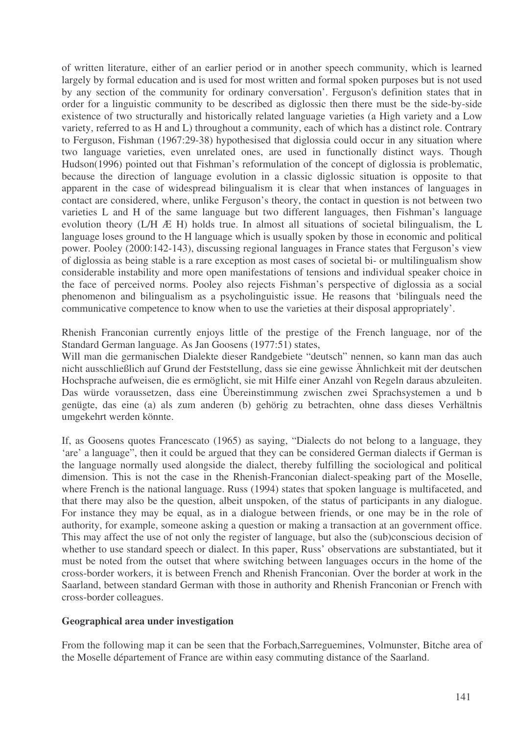of written literature, either of an earlier period or in another speech community, which is learned largely by formal education and is used for most written and formal spoken purposes but is not used by any section of the community for ordinary conversation'. Ferguson's definition states that in order for a linguistic community to be described as diglossic then there must be the side-by-side existence of two structurally and historically related language varieties (a High variety and a Low variety, referred to as H and L) throughout a community, each of which has a distinct role. Contrary to Ferguson, Fishman (1967:29-38) hypothesised that diglossia could occur in any situation where two language varieties, even unrelated ones, are used in functionally distinct ways. Though Hudson(1996) pointed out that Fishman's reformulation of the concept of diglossia is problematic, because the direction of language evolution in a classic diglossic situation is opposite to that apparent in the case of widespread bilingualism it is clear that when instances of languages in contact are considered, where, unlike Ferguson's theory, the contact in question is not between two varieties L and H of the same language but two different languages, then Fishman's language evolution theory (L/H Æ H) holds true. In almost all situations of societal bilingualism, the L language loses ground to the H language which is usually spoken by those in economic and political power. Pooley (2000:142-143), discussing regional languages in France states that Ferguson's view of diglossia as being stable is a rare exception as most cases of societal bi- or multilingualism show considerable instability and more open manifestations of tensions and individual speaker choice in the face of perceived norms. Pooley also rejects Fishman's perspective of diglossia as a social phenomenon and bilingualism as a psycholinguistic issue. He reasons that 'bilinguals need the communicative competence to know when to use the varieties at their disposal appropriately'.

Rhenish Franconian currently enjoys little of the prestige of the French language, nor of the Standard German language. As Jan Goosens (1977:51) states,

Will man die germanischen Dialekte dieser Randgebiete "deutsch" nennen, so kann man das auch nicht ausschließlich auf Grund der Feststellung, dass sie eine gewisse Ähnlichkeit mit der deutschen Hochsprache aufweisen, die es ermöglicht, sie mit Hilfe einer Anzahl von Regeln daraus abzuleiten. Das würde voraussetzen, dass eine Übereinstimmung zwischen zwei Sprachsystemen a und b genügte, das eine (a) als zum anderen (b) gehörig zu betrachten, ohne dass dieses Verhältnis umgekehrt werden könnte.

If, as Goosens quotes Francescato (1965) as saying, "Dialects do not belong to a language, they 'are' a language", then it could be argued that they can be considered German dialects if German is the language normally used alongside the dialect, thereby fulfilling the sociological and political dimension. This is not the case in the Rhenish-Franconian dialect-speaking part of the Moselle, where French is the national language. Russ (1994) states that spoken language is multifaceted, and that there may also be the question, albeit unspoken, of the status of participants in any dialogue. For instance they may be equal, as in a dialogue between friends, or one may be in the role of authority, for example, someone asking a question or making a transaction at an government office. This may affect the use of not only the register of language, but also the (sub)conscious decision of whether to use standard speech or dialect. In this paper, Russ' observations are substantiated, but it must be noted from the outset that where switching between languages occurs in the home of the cross-border workers, it is between French and Rhenish Franconian. Over the border at work in the Saarland, between standard German with those in authority and Rhenish Franconian or French with cross-border colleagues.

**Geographical area under investigation**

From the following map it can be seen that the Forbach,Sarreguemines, Volmunster, Bitche area of the Moselle département of France are within easy commuting distance of the Saarland.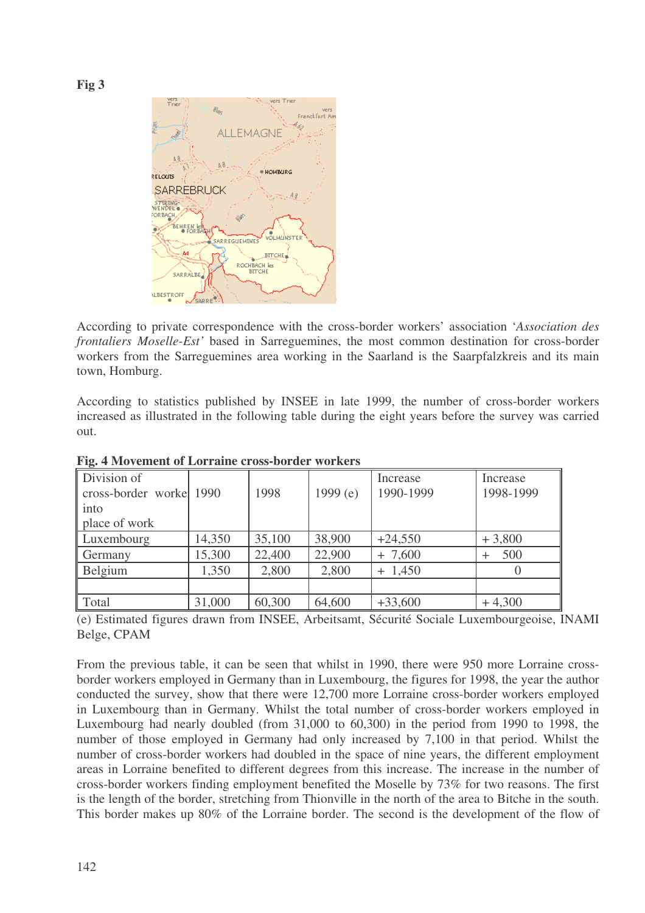**Fig 3**

According to private correspondence with the cross-border workers' association '*Association des frontaliers Moselle-Est'* based in Sarreguemines, the most common destination for cross-border workers from the Sarreguemines area working in the Saarland is the Saarpfalzkreis and its main town, Homburg.

According to statistics published by INSEE in late 1999, the number of cross-border workers increased as illustrated in the following table during the eight years before the survey was carried out.

**Fig. 4 Movement of Lorraine cross-border workers**

| Division of cross-border worke into place of work | 1990 | 1998 | 1999 (e) | Increase 1990-1999 | Increase 1998-1999 |
|---|---|---|---|---|---|
| Luxembourg | 14,350 | 35,100 | 38,900 | +24,550 | + 3,800 |
| Germany | 15,300 | 22,400 | 22,900 | + 7,600 | + 500 |
| Belgium | 1,350 | 2,800 | 2,800 | + 1,450 | 0 |
| | | | | | |
| Total | 31,000 | 60,300 | 64,600 | +33,600 | + 4,300 |

(e) Estimated figures drawn from INSEE, Arbeitsamt, Sécurité Sociale Luxembourgeoise, INAMI Belge, CPAM

From the previous table, it can be seen that whilst in 1990, there were 950 more Lorraine cross-border workers employed in Germany than in Luxembourg, the figures for 1998, the year the author conducted the survey, show that there were 12,700 more Lorraine cross-border workers employed in Luxembourg than in Germany. Whilst the total number of cross-border workers employed in Luxembourg had nearly doubled (from 31,000 to 60,300) in the period from 1990 to 1998, the number of those employed in Germany had only increased by 7,100 in that period. Whilst the number of cross-border workers had doubled in the space of nine years, the different employment areas in Lorraine benefited to different degrees from this increase. The increase in the number of cross-border workers finding employment benefited the Moselle by 73% for two reasons. The first is the length of the border, stretching from Thionville in the north of the area to Bitche in the south. This border makes up 80% of the Lorraine border. The second is the development of the flow of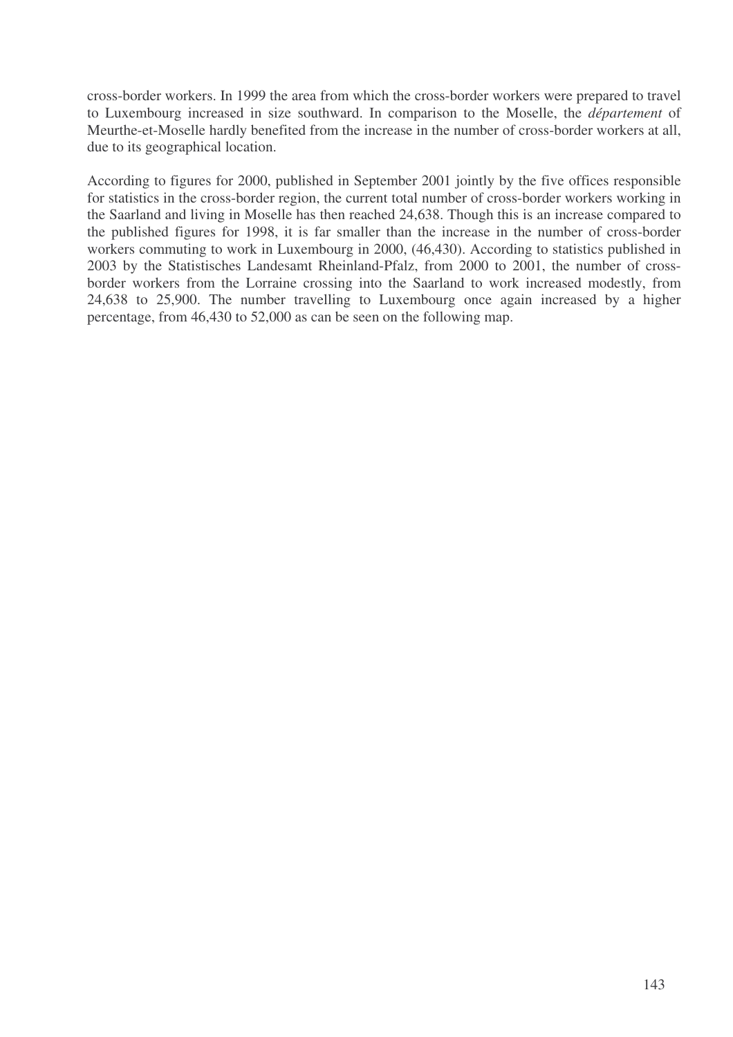cross-border workers. In 1999 the area from which the cross-border workers were prepared to travel to Luxembourg increased in size southward. In comparison to the Moselle, the *département* of Meurthe-et-Moselle hardly benefited from the increase in the number of cross-border workers at all, due to its geographical location.

According to figures for 2000, published in September 2001 jointly by the five offices responsible for statistics in the cross-border region, the current total number of cross-border workers working in the Saarland and living in Moselle has then reached 24,638. Though this is an increase compared to the published figures for 1998, it is far smaller than the increase in the number of cross-border workers commuting to work in Luxembourg in 2000, (46,430). According to statistics published in 2003 by the Statistisches Landesamt Rheinland-Pfalz, from 2000 to 2001, the number of cross-border workers from the Lorraine crossing into the Saarland to work increased modestly, from 24,638 to 25,900. The number travelling to Luxembourg once again increased by a higher percentage, from 46,430 to 52,000 as can be seen on the following map.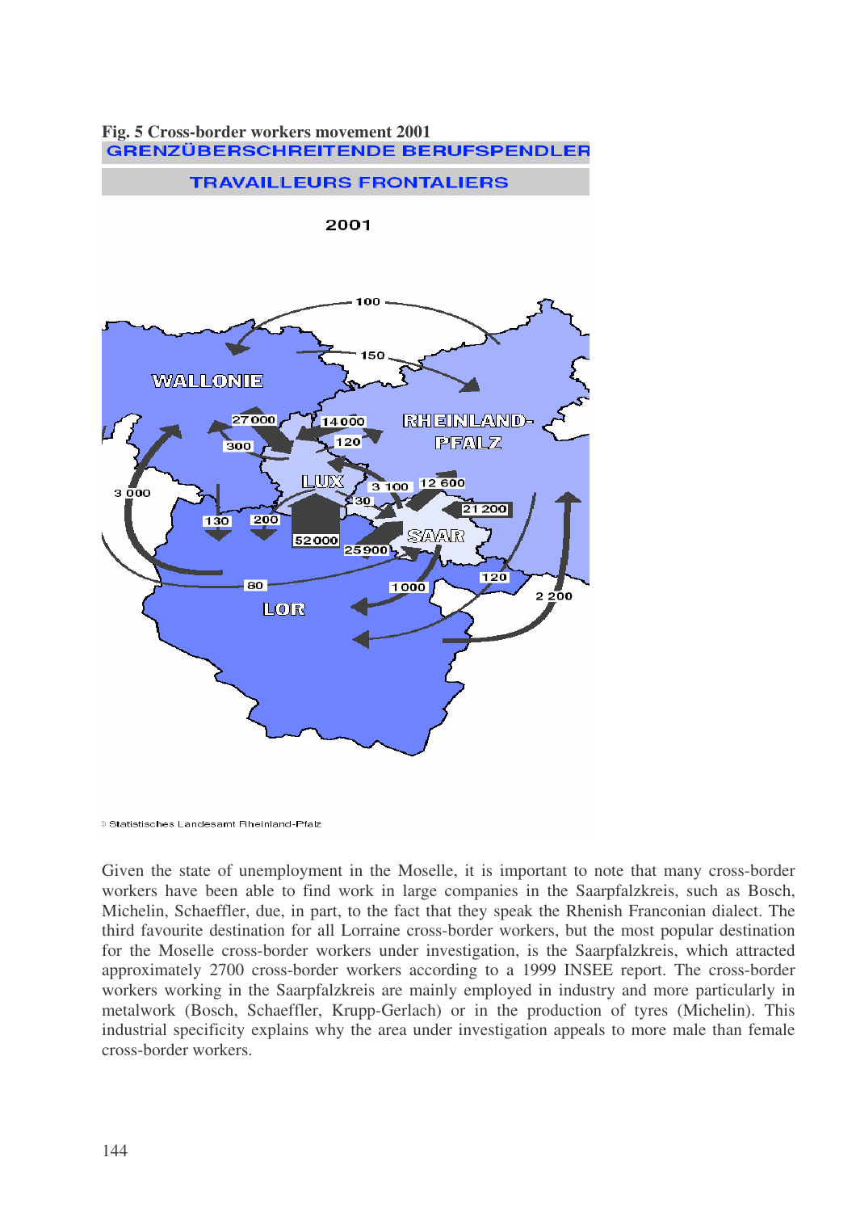**Fig. 5 Cross-border workers movement 2001**

GRENZÜBERSCHREITENDE BERUFSPENDLER

TRAVAILLEURS FRONTALIERS

2001

© Statistisches Landesamt Rheinland-Pfalz

Given the state of unemployment in the Moselle, it is important to note that many cross-border workers have been able to find work in large companies in the Saarpfalzkreis, such as Bosch, Michelin, Schaeffler, due, in part, to the fact that they speak the Rhenish Franconian dialect. The third favourite destination for all Lorraine cross-border workers, but the most popular destination for the Moselle cross-border workers under investigation, is the Saarpfalzkreis, which attracted approximately 2700 cross-border workers according to a 1999 INSEE report. The cross-border workers working in the Saarpfalzkreis are mainly employed in industry and more particularly in metalwork (Bosch, Schaeffler, Krupp-Gerlach) or in the production of tyres (Michelin). This industrial specificity explains why the area under investigation appeals to more male than female cross-border workers.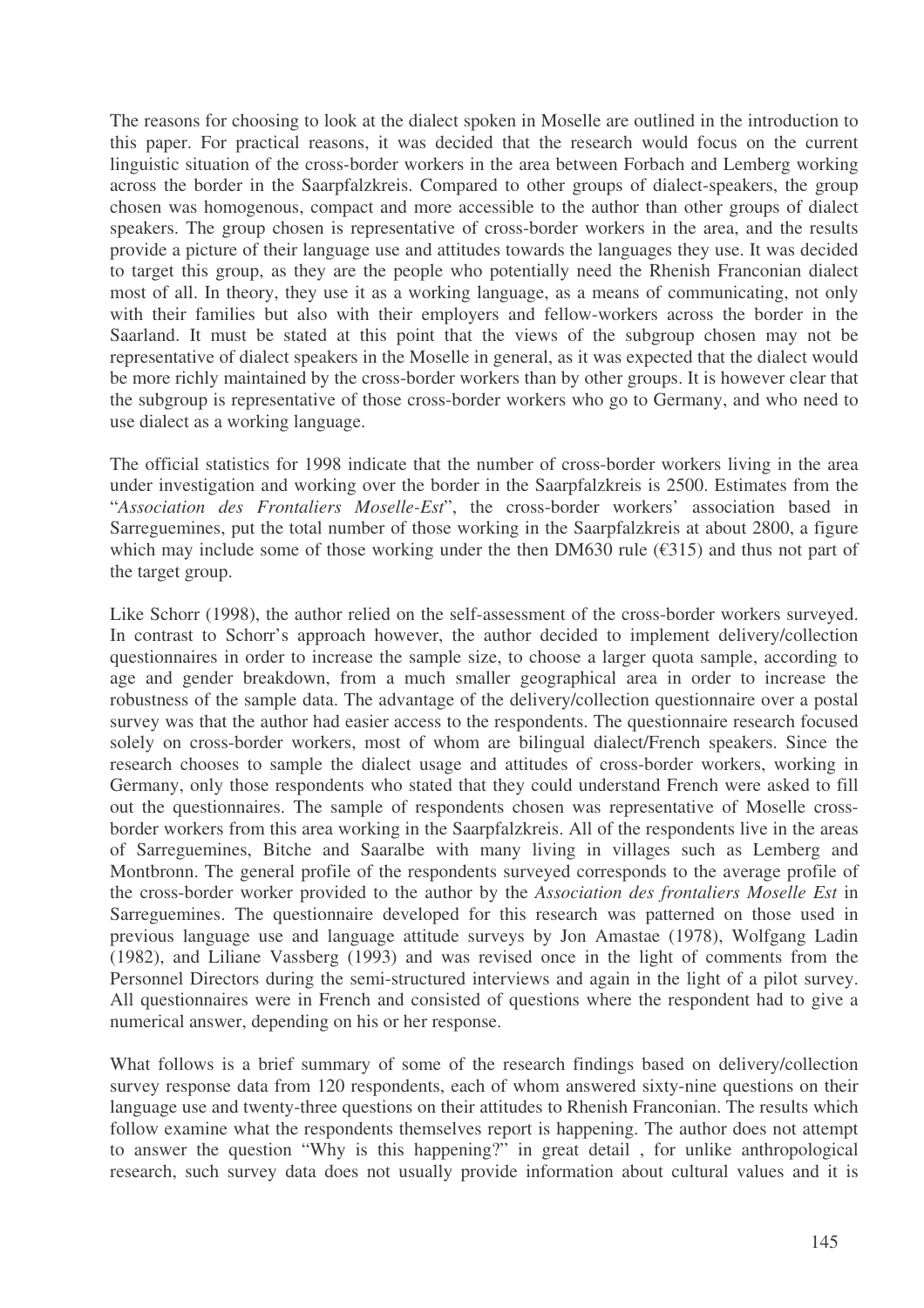The reasons for choosing to look at the dialect spoken in Moselle are outlined in the introduction to this paper. For practical reasons, it was decided that the research would focus on the current linguistic situation of the cross-border workers in the area between Forbach and Lemberg working across the border in the Saarpfalzkreis. Compared to other groups of dialect-speakers, the group chosen was homogenous, compact and more accessible to the author than other groups of dialect speakers. The group chosen is representative of cross-border workers in the area, and the results provide a picture of their language use and attitudes towards the languages they use. It was decided to target this group, as they are the people who potentially need the Rhenish Franconian dialect most of all. In theory, they use it as a working language, as a means of communicating, not only with their families but also with their employers and fellow-workers across the border in the Saarland. It must be stated at this point that the views of the subgroup chosen may not be representative of dialect speakers in the Moselle in general, as it was expected that the dialect would be more richly maintained by the cross-border workers than by other groups. It is however clear that the subgroup is representative of those cross-border workers who go to Germany, and who need to use dialect as a working language.

The official statistics for 1998 indicate that the number of cross-border workers living in the area under investigation and working over the border in the Saarpfalzkreis is 2500. Estimates from the "*Association des Frontaliers Moselle-Est*", the cross-border workers' association based in Sarreguemines, put the total number of those working in the Saarpfalzkreis at about 2800, a figure which may include some of those working under the then DM630 rule (€315) and thus not part of the target group.

Like Schorr (1998), the author relied on the self-assessment of the cross-border workers surveyed. In contrast to Schorr's approach however, the author decided to implement delivery/collection questionnaires in order to increase the sample size, to choose a larger quota sample, according to age and gender breakdown, from a much smaller geographical area in order to increase the robustness of the sample data. The advantage of the delivery/collection questionnaire over a postal survey was that the author had easier access to the respondents. The questionnaire research focused solely on cross-border workers, most of whom are bilingual dialect/French speakers. Since the research chooses to sample the dialect usage and attitudes of cross-border workers, working in Germany, only those respondents who stated that they could understand French were asked to fill out the questionnaires. The sample of respondents chosen was representative of Moselle cross-border workers from this area working in the Saarpfalzkreis. All of the respondents live in the areas of Sarreguemines, Bitche and Saaralbe with many living in villages such as Lemberg and Montbronn. The general profile of the respondents surveyed corresponds to the average profile of the cross-border worker provided to the author by the *Association des frontaliers Moselle Est* in Sarreguemines. The questionnaire developed for this research was patterned on those used in previous language use and language attitude surveys by Jon Amastae (1978), Wolfgang Ladin (1982), and Liliane Vassberg (1993) and was revised once in the light of comments from the Personnel Directors during the semi-structured interviews and again in the light of a pilot survey. All questionnaires were in French and consisted of questions where the respondent had to give a numerical answer, depending on his or her response.

What follows is a brief summary of some of the research findings based on delivery/collection survey response data from 120 respondents, each of whom answered sixty-nine questions on their language use and twenty-three questions on their attitudes to Rhenish Franconian. The results which follow examine what the respondents themselves report is happening. The author does not attempt to answer the question "Why is this happening?" in great detail , for unlike anthropological research, such survey data does not usually provide information about cultural values and it is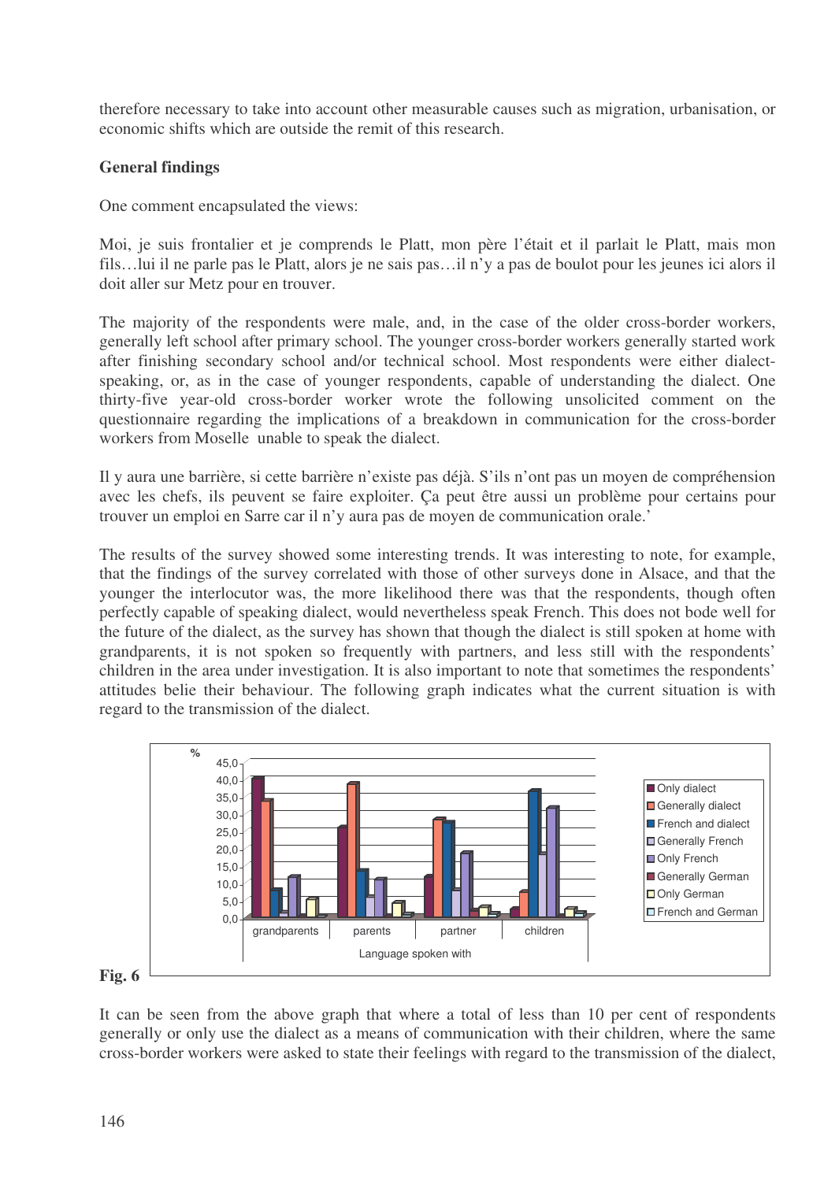therefore necessary to take into account other measurable causes such as migration, urbanisation, or economic shifts which are outside the remit of this research.

**General findings**

One comment encapsulated the views:

Moi, je suis frontalier et je comprends le Platt, mon père l'était et il parlait le Platt, mais mon fils…lui il ne parle pas le Platt, alors je ne sais pas…il n'y a pas de boulot pour les jeunes ici alors il doit aller sur Metz pour en trouver.

The majority of the respondents were male, and, in the case of the older cross-border workers, generally left school after primary school. The younger cross-border workers generally started work after finishing secondary school and/or technical school. Most respondents were either dialect-speaking, or, as in the case of younger respondents, capable of understanding the dialect. One thirty-five year-old cross-border worker wrote the following unsolicited comment on the questionnaire regarding the implications of a breakdown in communication for the cross-border workers from Moselle unable to speak the dialect.

Il y aura une barrière, si cette barrière n'existe pas déjà. S'ils n'ont pas un moyen de compréhension avec les chefs, ils peuvent se faire exploiter. Ça peut être aussi un problème pour certains pour trouver un emploi en Sarre car il n'y aura pas de moyen de communication orale.'

The results of the survey showed some interesting trends. It was interesting to note, for example, that the findings of the survey correlated with those of other surveys done in Alsace, and that the younger the interlocutor was, the more likelihood there was that the respondents, though often perfectly capable of speaking dialect, would nevertheless speak French. This does not bode well for the future of the dialect, as the survey has shown that though the dialect is still spoken at home with grandparents, it is not spoken so frequently with partners, and less still with the respondents' children in the area under investigation. It is also important to note that sometimes the respondents' attitudes belie their behaviour. The following graph indicates what the current situation is with regard to the transmission of the dialect.

**Fig. 6**

It can be seen from the above graph that where a total of less than 10 per cent of respondents generally or only use the dialect as a means of communication with their children, where the same cross-border workers were asked to state their feelings with regard to the transmission of the dialect,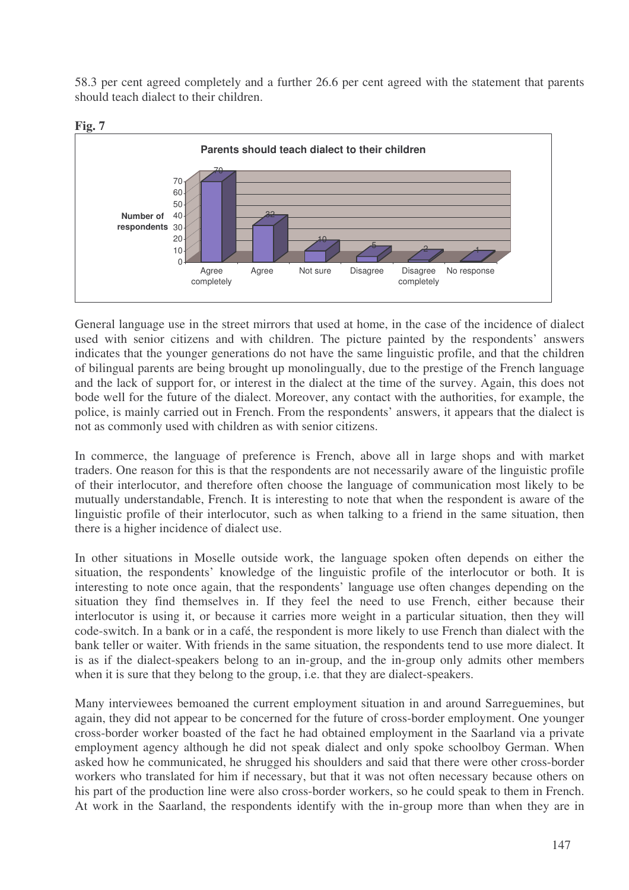58.3 per cent agreed completely and a further 26.6 per cent agreed with the statement that parents should teach dialect to their children.

**Fig. 7**

General language use in the street mirrors that used at home, in the case of the incidence of dialect used with senior citizens and with children. The picture painted by the respondents' answers indicates that the younger generations do not have the same linguistic profile, and that the children of bilingual parents are being brought up monolingually, due to the prestige of the French language and the lack of support for, or interest in the dialect at the time of the survey. Again, this does not bode well for the future of the dialect. Moreover, any contact with the authorities, for example, the police, is mainly carried out in French. From the respondents' answers, it appears that the dialect is not as commonly used with children as with senior citizens.

In commerce, the language of preference is French, above all in large shops and with market traders. One reason for this is that the respondents are not necessarily aware of the linguistic profile of their interlocutor, and therefore often choose the language of communication most likely to be mutually understandable, French. It is interesting to note that when the respondent is aware of the linguistic profile of their interlocutor, such as when talking to a friend in the same situation, then there is a higher incidence of dialect use.

In other situations in Moselle outside work, the language spoken often depends on either the situation, the respondents' knowledge of the linguistic profile of the interlocutor or both. It is interesting to note once again, that the respondents' language use often changes depending on the situation they find themselves in. If they feel the need to use French, either because their interlocutor is using it, or because it carries more weight in a particular situation, then they will code-switch. In a bank or in a café, the respondent is more likely to use French than dialect with the bank teller or waiter. With friends in the same situation, the respondents tend to use more dialect. It is as if the dialect-speakers belong to an in-group, and the in-group only admits other members when it is sure that they belong to the group, i.e. that they are dialect-speakers.

Many interviewees bemoaned the current employment situation in and around Sarreguemines, but again, they did not appear to be concerned for the future of cross-border employment. One younger cross-border worker boasted of the fact he had obtained employment in the Saarland via a private employment agency although he did not speak dialect and only spoke schoolboy German. When asked how he communicated, he shrugged his shoulders and said that there were other cross-border workers who translated for him if necessary, but that it was not often necessary because others on his part of the production line were also cross-border workers, so he could speak to them in French. At work in the Saarland, the respondents identify with the in-group more than when they are in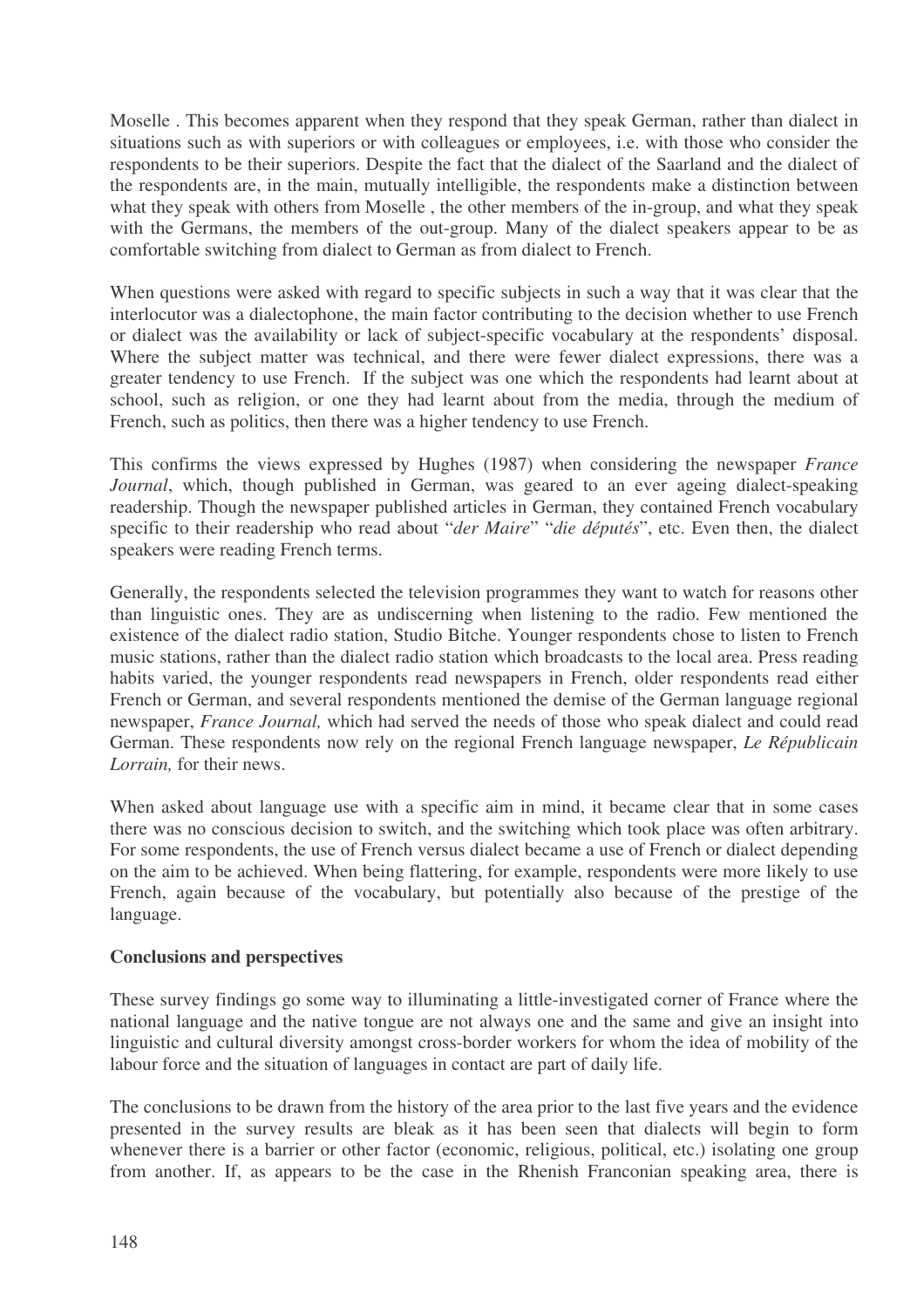Moselle . This becomes apparent when they respond that they speak German, rather than dialect in situations such as with superiors or with colleagues or employees, i.e. with those who consider the respondents to be their superiors. Despite the fact that the dialect of the Saarland and the dialect of the respondents are, in the main, mutually intelligible, the respondents make a distinction between what they speak with others from Moselle , the other members of the in-group, and what they speak with the Germans, the members of the out-group. Many of the dialect speakers appear to be as comfortable switching from dialect to German as from dialect to French.

When questions were asked with regard to specific subjects in such a way that it was clear that the interlocutor was a dialectophone, the main factor contributing to the decision whether to use French or dialect was the availability or lack of subject-specific vocabulary at the respondents' disposal. Where the subject matter was technical, and there were fewer dialect expressions, there was a greater tendency to use French. If the subject was one which the respondents had learnt about at school, such as religion, or one they had learnt about from the media, through the medium of French, such as politics, then there was a higher tendency to use French.

This confirms the views expressed by Hughes (1987) when considering the newspaper *France Journal*, which, though published in German, was geared to an ever ageing dialect-speaking readership. Though the newspaper published articles in German, they contained French vocabulary specific to their readership who read about "*der Maire*" "*die députés*", etc. Even then, the dialect speakers were reading French terms.

Generally, the respondents selected the television programmes they want to watch for reasons other than linguistic ones. They are as undiscerning when listening to the radio. Few mentioned the existence of the dialect radio station, Studio Bitche. Younger respondents chose to listen to French music stations, rather than the dialect radio station which broadcasts to the local area. Press reading habits varied, the younger respondents read newspapers in French, older respondents read either French or German, and several respondents mentioned the demise of the German language regional newspaper, *France Journal,* which had served the needs of those who speak dialect and could read German. These respondents now rely on the regional French language newspaper, *Le Républicain Lorrain,* for their news.

When asked about language use with a specific aim in mind, it became clear that in some cases there was no conscious decision to switch, and the switching which took place was often arbitrary. For some respondents, the use of French versus dialect became a use of French or dialect depending on the aim to be achieved. When being flattering, for example, respondents were more likely to use French, again because of the vocabulary, but potentially also because of the prestige of the language.

**Conclusions and perspectives**

These survey findings go some way to illuminating a little-investigated corner of France where the national language and the native tongue are not always one and the same and give an insight into linguistic and cultural diversity amongst cross-border workers for whom the idea of mobility of the labour force and the situation of languages in contact are part of daily life.

The conclusions to be drawn from the history of the area prior to the last five years and the evidence presented in the survey results are bleak as it has been seen that dialects will begin to form whenever there is a barrier or other factor (economic, religious, political, etc.) isolating one group from another. If, as appears to be the case in the Rhenish Franconian speaking area, there is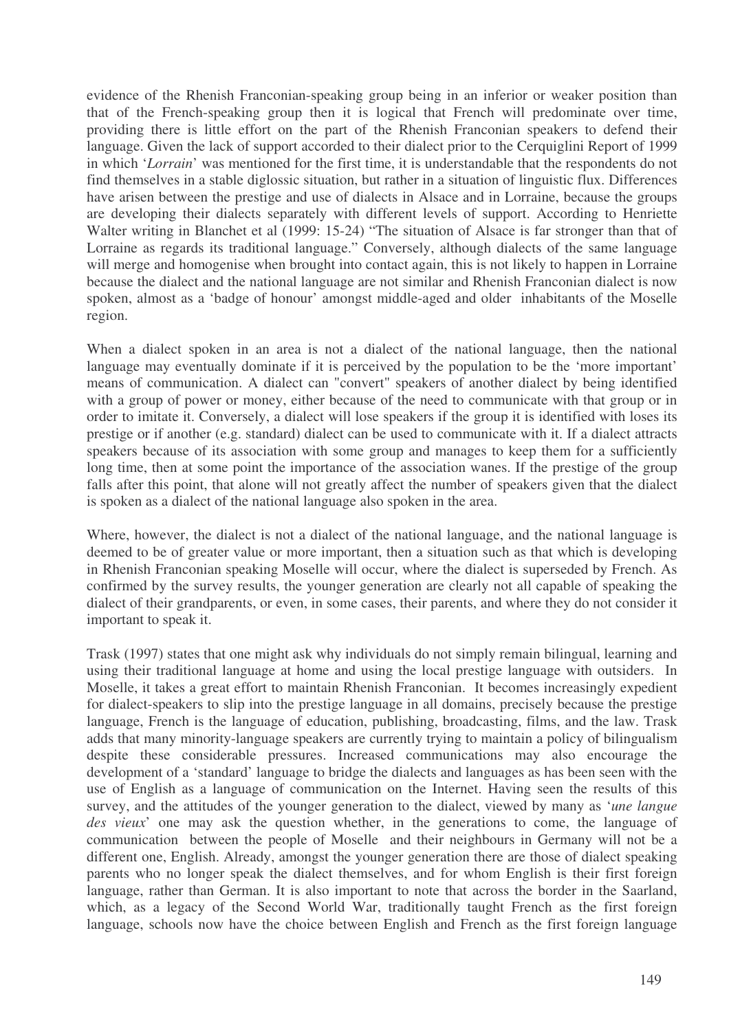evidence of the Rhenish Franconian-speaking group being in an inferior or weaker position than that of the French-speaking group then it is logical that French will predominate over time, providing there is little effort on the part of the Rhenish Franconian speakers to defend their language. Given the lack of support accorded to their dialect prior to the Cerquiglini Report of 1999 in which '*Lorrain*' was mentioned for the first time, it is understandable that the respondents do not find themselves in a stable diglossic situation, but rather in a situation of linguistic flux. Differences have arisen between the prestige and use of dialects in Alsace and in Lorraine, because the groups are developing their dialects separately with different levels of support. According to Henriette Walter writing in Blanchet et al (1999: 15-24) "The situation of Alsace is far stronger than that of Lorraine as regards its traditional language." Conversely, although dialects of the same language will merge and homogenise when brought into contact again, this is not likely to happen in Lorraine because the dialect and the national language are not similar and Rhenish Franconian dialect is now spoken, almost as a 'badge of honour' amongst middle-aged and older inhabitants of the Moselle region.

When a dialect spoken in an area is not a dialect of the national language, then the national language may eventually dominate if it is perceived by the population to be the 'more important' means of communication. A dialect can "convert" speakers of another dialect by being identified with a group of power or money, either because of the need to communicate with that group or in order to imitate it. Conversely, a dialect will lose speakers if the group it is identified with loses its prestige or if another (e.g. standard) dialect can be used to communicate with it. If a dialect attracts speakers because of its association with some group and manages to keep them for a sufficiently long time, then at some point the importance of the association wanes. If the prestige of the group falls after this point, that alone will not greatly affect the number of speakers given that the dialect is spoken as a dialect of the national language also spoken in the area.

Where, however, the dialect is not a dialect of the national language, and the national language is deemed to be of greater value or more important, then a situation such as that which is developing in Rhenish Franconian speaking Moselle will occur, where the dialect is superseded by French. As confirmed by the survey results, the younger generation are clearly not all capable of speaking the dialect of their grandparents, or even, in some cases, their parents, and where they do not consider it important to speak it.

Trask (1997) states that one might ask why individuals do not simply remain bilingual, learning and using their traditional language at home and using the local prestige language with outsiders. In Moselle, it takes a great effort to maintain Rhenish Franconian. It becomes increasingly expedient for dialect-speakers to slip into the prestige language in all domains, precisely because the prestige language, French is the language of education, publishing, broadcasting, films, and the law. Trask adds that many minority-language speakers are currently trying to maintain a policy of bilingualism despite these considerable pressures. Increased communications may also encourage the development of a 'standard' language to bridge the dialects and languages as has been seen with the use of English as a language of communication on the Internet. Having seen the results of this survey, and the attitudes of the younger generation to the dialect, viewed by many as '*une langue des vieux*' one may ask the question whether, in the generations to come, the language of communication between the people of Moselle and their neighbours in Germany will not be a different one, English. Already, amongst the younger generation there are those of dialect speaking parents who no longer speak the dialect themselves, and for whom English is their first foreign language, rather than German. It is also important to note that across the border in the Saarland, which, as a legacy of the Second World War, traditionally taught French as the first foreign language, schools now have the choice between English and French as the first foreign language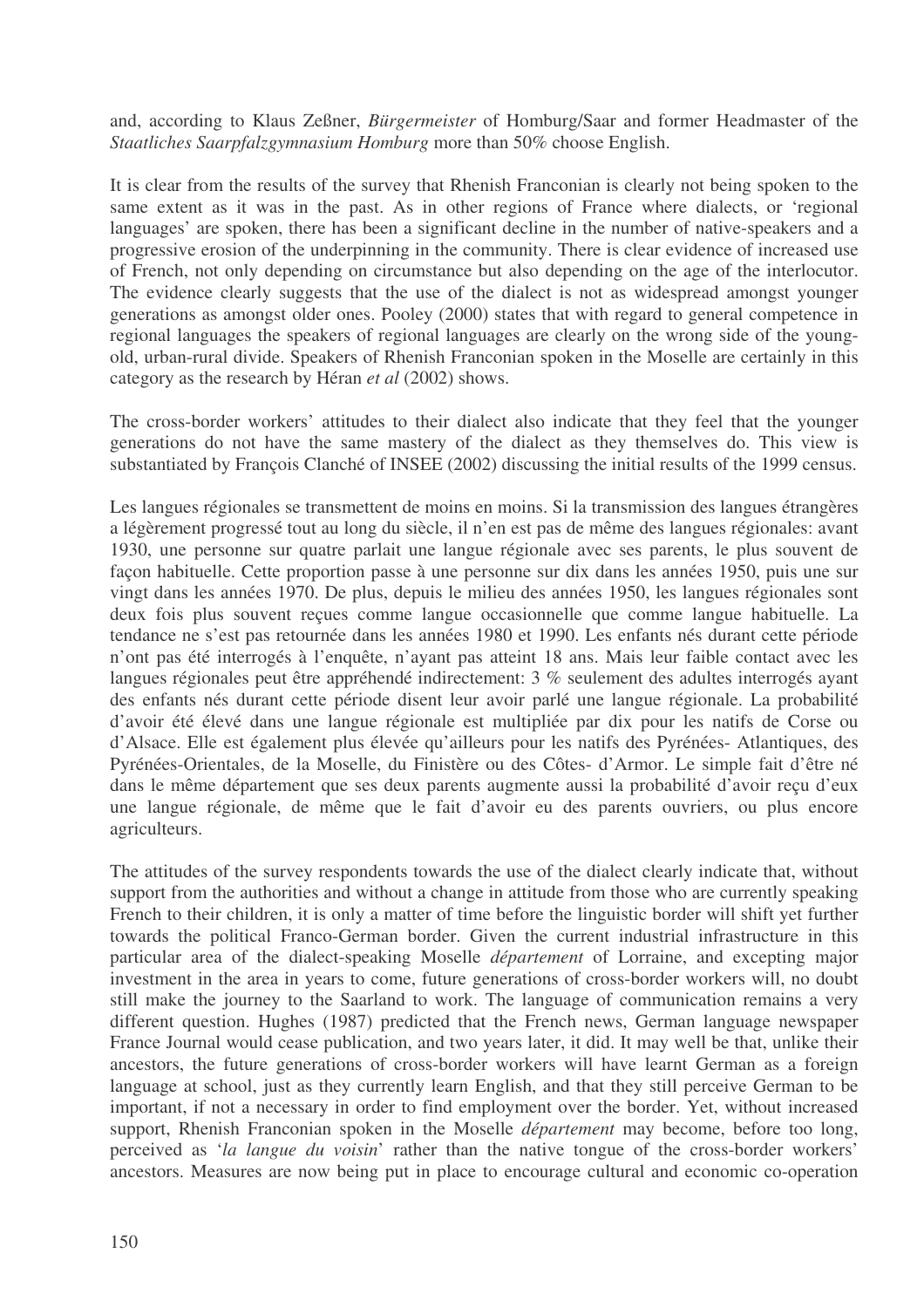and, according to Klaus Zeßner, *Bürgermeister* of Homburg/Saar and former Headmaster of the *Staatliches Saarpfalzgymnasium Homburg* more than 50% choose English.

It is clear from the results of the survey that Rhenish Franconian is clearly not being spoken to the same extent as it was in the past. As in other regions of France where dialects, or 'regional languages' are spoken, there has been a significant decline in the number of native-speakers and a progressive erosion of the underpinning in the community. There is clear evidence of increased use of French, not only depending on circumstance but also depending on the age of the interlocutor. The evidence clearly suggests that the use of the dialect is not as widespread amongst younger generations as amongst older ones. Pooley (2000) states that with regard to general competence in regional languages the speakers of regional languages are clearly on the wrong side of the young-old, urban-rural divide. Speakers of Rhenish Franconian spoken in the Moselle are certainly in this category as the research by Héran *et al* (2002) shows.

The cross-border workers' attitudes to their dialect also indicate that they feel that the younger generations do not have the same mastery of the dialect as they themselves do. This view is substantiated by François Clanché of INSEE (2002) discussing the initial results of the 1999 census.

Les langues régionales se transmettent de moins en moins. Si la transmission des langues étrangères a légèrement progressé tout au long du siècle, il n'en est pas de même des langues régionales: avant 1930, une personne sur quatre parlait une langue régionale avec ses parents, le plus souvent de façon habituelle. Cette proportion passe à une personne sur dix dans les années 1950, puis une sur vingt dans les années 1970. De plus, depuis le milieu des années 1950, les langues régionales sont deux fois plus souvent reçues comme langue occasionnelle que comme langue habituelle. La tendance ne s'est pas retournée dans les années 1980 et 1990. Les enfants nés durant cette période n'ont pas été interrogés à l'enquête, n'ayant pas atteint 18 ans. Mais leur faible contact avec les langues régionales peut être appréhendé indirectement: 3 % seulement des adultes interrogés ayant des enfants nés durant cette période disent leur avoir parlé une langue régionale. La probabilité d'avoir été élevé dans une langue régionale est multipliée par dix pour les natifs de Corse ou d'Alsace. Elle est également plus élevée qu'ailleurs pour les natifs des Pyrénées- Atlantiques, des Pyrénées-Orientales, de la Moselle, du Finistère ou des Côtes- d'Armor. Le simple fait d'être né dans le même département que ses deux parents augmente aussi la probabilité d'avoir reçu d'eux une langue régionale, de même que le fait d'avoir eu des parents ouvriers, ou plus encore agriculteurs.

The attitudes of the survey respondents towards the use of the dialect clearly indicate that, without support from the authorities and without a change in attitude from those who are currently speaking French to their children, it is only a matter of time before the linguistic border will shift yet further towards the political Franco-German border. Given the current industrial infrastructure in this particular area of the dialect-speaking Moselle *département* of Lorraine, and excepting major investment in the area in years to come, future generations of cross-border workers will, no doubt still make the journey to the Saarland to work. The language of communication remains a very different question. Hughes (1987) predicted that the French news, German language newspaper France Journal would cease publication, and two years later, it did. It may well be that, unlike their ancestors, the future generations of cross-border workers will have learnt German as a foreign language at school, just as they currently learn English, and that they still perceive German to be important, if not a necessary in order to find employment over the border. Yet, without increased support, Rhenish Franconian spoken in the Moselle *département* may become, before too long, perceived as '*la langue du voisin*' rather than the native tongue of the cross-border workers' ancestors. Measures are now being put in place to encourage cultural and economic co-operation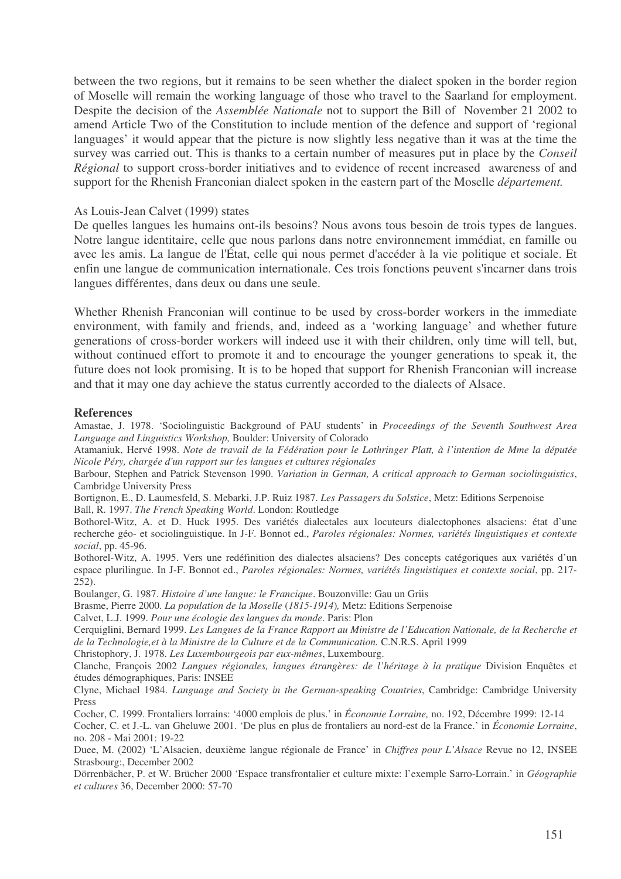between the two regions, but it remains to be seen whether the dialect spoken in the border region of Moselle will remain the working language of those who travel to the Saarland for employment. Despite the decision of the *Assemblée Nationale* not to support the Bill of November 21 2002 to amend Article Two of the Constitution to include mention of the defence and support of 'regional languages' it would appear that the picture is now slightly less negative than it was at the time the survey was carried out. This is thanks to a certain number of measures put in place by the *Conseil Régional* to support cross-border initiatives and to evidence of recent increased awareness of and support for the Rhenish Franconian dialect spoken in the eastern part of the Moselle *département.*

As Louis-Jean Calvet (1999) states

De quelles langues les humains ont-ils besoins? Nous avons tous besoin de trois types de langues. Notre langue identitaire, celle que nous parlons dans notre environnement immédiat, en famille ou avec les amis. La langue de l'État, celle qui nous permet d'accéder à la vie politique et sociale. Et enfin une langue de communication internationale. Ces trois fonctions peuvent s'incarner dans trois langues différentes, dans deux ou dans une seule.

Whether Rhenish Franconian will continue to be used by cross-border workers in the immediate environment, with family and friends, and, indeed as a 'working language' and whether future generations of cross-border workers will indeed use it with their children, only time will tell, but, without continued effort to promote it and to encourage the younger generations to speak it, the future does not look promising. It is to be hoped that support for Rhenish Franconian will increase and that it may one day achieve the status currently accorded to the dialects of Alsace.

## References

Amastae, J. 1978. 'Sociolinguistic Background of PAU students' in *Proceedings of the Seventh Southwest Area Language and Linguistics Workshop,* Boulder: University of Colorado

Atamaniuk, Hervé 1998. *Note de travail de la Fédération pour le Lothringer Platt, à l'intention de Mme la députée Nicole Péry, chargée d'un rapport sur les langues et cultures régionales*

Barbour, Stephen and Patrick Stevenson 1990. *Variation in German, A critical approach to German sociolinguistics*, Cambridge University Press

Bortignon, E., D. Laumesfeld, S. Mebarki, J.P. Ruiz 1987. *Les Passagers du Solstice*, Metz: Editions Serpenoise

Ball, R. 1997. *The French Speaking World*. London: Routledge

Bothorel-Witz, A. et D. Huck 1995. Des variétés dialectales aux locuteurs dialectophones alsaciens: état d'une recherche géo- et sociolinguistique. In J-F. Bonnot ed., *Paroles régionales: Normes, variétés linguistiques et contexte social*, pp. 45-96.

Bothorel-Witz, A. 1995. Vers une redéfinition des dialectes alsaciens? Des concepts catégoriques aux variétés d'un espace plurilingue. In J-F. Bonnot ed., *Paroles régionales: Normes, variétés linguistiques et contexte social*, pp. 217-252).

Boulanger, G. 1987. *Histoire d'une langue: le Francique*. Bouzonville: Gau un Griis

Brasme, Pierre 2000. *La population de la Moselle* (*1815-1914*)*,* Metz: Editions Serpenoise

Calvet, L.J. 1999. *Pour une écologie des langues du monde*. Paris: Plon

Cerquiglini, Bernard 1999. *Les Langues de la France Rapport au Ministre de l'Education Nationale, de la Recherche et de la Technologie,et à la Ministre de la Culture et de la Communication.* C.N.R.S. April 1999

Christophory, J. 1978. *Les Luxembourgeois par eux-mêmes*, Luxembourg.

Clanche, François 2002 *Langues régionales, langues étrangères: de l'héritage à la pratique* Division Enquêtes et études démographiques, Paris: INSEE

Clyne, Michael 1984. *Language and Society in the German-speaking Countries*, Cambridge: Cambridge University Press

Cocher, C. 1999. Frontaliers lorrains: '4000 emplois de plus.' in *Économie Lorraine,* no. 192, Décembre 1999: 12-14

Cocher, C. et J.-L. van Gheluwe 2001. 'De plus en plus de frontaliers au nord-est de la France.' in *Économie Lorraine*, no. 208 - Mai 2001: 19-22

Duee, M. (2002) 'L'Alsacien, deuxième langue régionale de France' in *Chiffres pour L'Alsace* Revue no 12, INSEE Strasbourg:, December 2002

Dörrenbächer, P. et W. Brücher 2000 'Espace transfrontalier et culture mixte: l'exemple Sarro-Lorrain.' in *Géographie et cultures* 36, December 2000: 57-70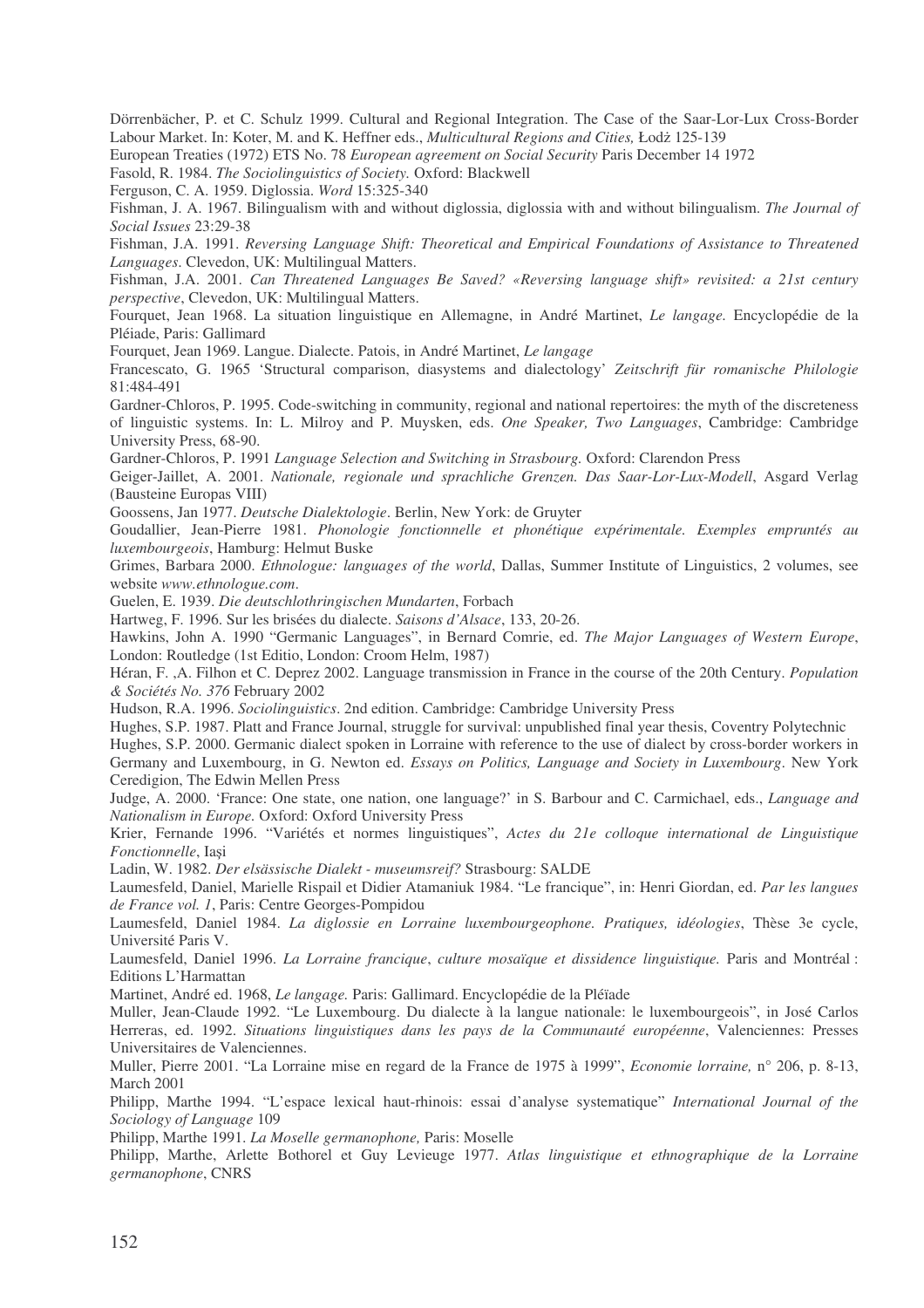Dörrenbächer, P. et C. Schulz 1999. Cultural and Regional Integration. The Case of the Saar-Lor-Lux Cross-Border Labour Market. In: Koter, M. and K. Heffner eds., *Multicultural Regions and Cities,* Łodż 125-139

European Treaties (1972) ETS No. 78 *European agreement on Social Security* Paris December 14 1972

Fasold, R. 1984. *The Sociolinguistics of Society.* Oxford: Blackwell

Ferguson, C. A. 1959. Diglossia. *Word* 15:325-340

Fishman, J. A. 1967. Bilingualism with and without diglossia, diglossia with and without bilingualism. *The Journal of Social Issues* 23:29-38

Fishman, J.A. 1991. *Reversing Language Shift: Theoretical and Empirical Foundations of Assistance to Threatened Languages*. Clevedon, UK: Multilingual Matters.

Fishman, J.A. 2001. *Can Threatened Languages Be Saved? «Reversing language shift» revisited: a 21st century perspective*, Clevedon, UK: Multilingual Matters.

Fourquet, Jean 1968. La situation linguistique en Allemagne, in André Martinet, *Le langage.* Encyclopédie de la Pléiade, Paris: Gallimard

Fourquet, Jean 1969. Langue. Dialecte. Patois, in André Martinet, *Le langage*

Francescato, G. 1965 'Structural comparison, diasystems and dialectology' *Zeitschrift für romanische Philologie* 81:484-491

Gardner-Chloros, P. 1995. Code-switching in community, regional and national repertoires: the myth of the discreteness of linguistic systems. In: L. Milroy and P. Muysken, eds. *One Speaker, Two Languages*, Cambridge: Cambridge University Press, 68-90.

Gardner-Chloros, P. 1991 *Language Selection and Switching in Strasbourg.* Oxford: Clarendon Press

Geiger-Jaillet, A. 2001. *Nationale, regionale und sprachliche Grenzen. Das Saar-Lor-Lux-Modell*, Asgard Verlag (Bausteine Europas VIII)

Goossens, Jan 1977. *Deutsche Dialektologie*. Berlin, New York: de Gruyter

Goudallier, Jean-Pierre 1981. *Phonologie fonctionnelle et phonétique expérimentale. Exemples empruntés au luxembourgeois*, Hamburg: Helmut Buske

Grimes, Barbara 2000. *Ethnologue: languages of the world*, Dallas, Summer Institute of Linguistics, 2 volumes, see website *www.ethnologue.com*.

Guelen, E. 1939. *Die deutschlothringischen Mundarten*, Forbach

Hartweg, F. 1996. Sur les brisées du dialecte. *Saisons d'Alsace*, 133, 20-26.

Hawkins, John A. 1990 "Germanic Languages", in Bernard Comrie, ed. *The Major Languages of Western Europe*, London: Routledge (1st Editio, London: Croom Helm, 1987)

Héran, F. ,A. Filhon et C. Deprez 2002. Language transmission in France in the course of the 20th Century. *Population & Sociétés No. 376* February 2002

Hudson, R.A. 1996. *Sociolinguistics*. 2nd edition. Cambridge: Cambridge University Press

Hughes, S.P. 1987. Platt and France Journal, struggle for survival: unpublished final year thesis, Coventry Polytechnic

Hughes, S.P. 2000. Germanic dialect spoken in Lorraine with reference to the use of dialect by cross-border workers in Germany and Luxembourg, in G. Newton ed. *Essays on Politics, Language and Society in Luxembourg*. New York Ceredigion, The Edwin Mellen Press

Judge, A. 2000. 'France: One state, one nation, one language?' in S. Barbour and C. Carmichael, eds., *Language and Nationalism in Europe.* Oxford: Oxford University Press

Krier, Fernande 1996. "Variétés et normes linguistiques", *Actes du 21e colloque international de Linguistique Fonctionnelle*, Iași

Ladin, W. 1982. *Der elsässische Dialekt - museumsreif?* Strasbourg: SALDE

Laumesfeld, Daniel, Marielle Rispail et Didier Atamaniuk 1984. "Le francique", in: Henri Giordan, ed. *Par les langues de France vol. 1*, Paris: Centre Georges-Pompidou

Laumesfeld, Daniel 1984. *La diglossie en Lorraine luxembourgeophone. Pratiques, idéologies*, Thèse 3e cycle, Université Paris V.

Laumesfeld, Daniel 1996. *La Lorraine francique*, *culture mosaïque et dissidence linguistique.* Paris and Montréal : Editions L'Harmattan

Martinet, André ed. 1968, *Le langage.* Paris: Gallimard. Encyclopédie de la Pléïade

Muller, Jean-Claude 1992. "Le Luxembourg. Du dialecte à la langue nationale: le luxembourgeois", in José Carlos Herreras, ed. 1992. *Situations linguistiques dans les pays de la Communauté européenne*, Valenciennes: Presses Universitaires de Valenciennes.

Muller, Pierre 2001. "La Lorraine mise en regard de la France de 1975 à 1999", *Economie lorraine,* n° 206, p. 8-13, March 2001

Philipp, Marthe 1994. "L'espace lexical haut-rhinois: essai d'analyse systematique" *International Journal of the Sociology of Language* 109

Philipp, Marthe 1991. *La Moselle germanophone,* Paris: Moselle

Philipp, Marthe, Arlette Bothorel et Guy Levieuge 1977. *Atlas linguistique et ethnographique de la Lorraine germanophone*, CNRS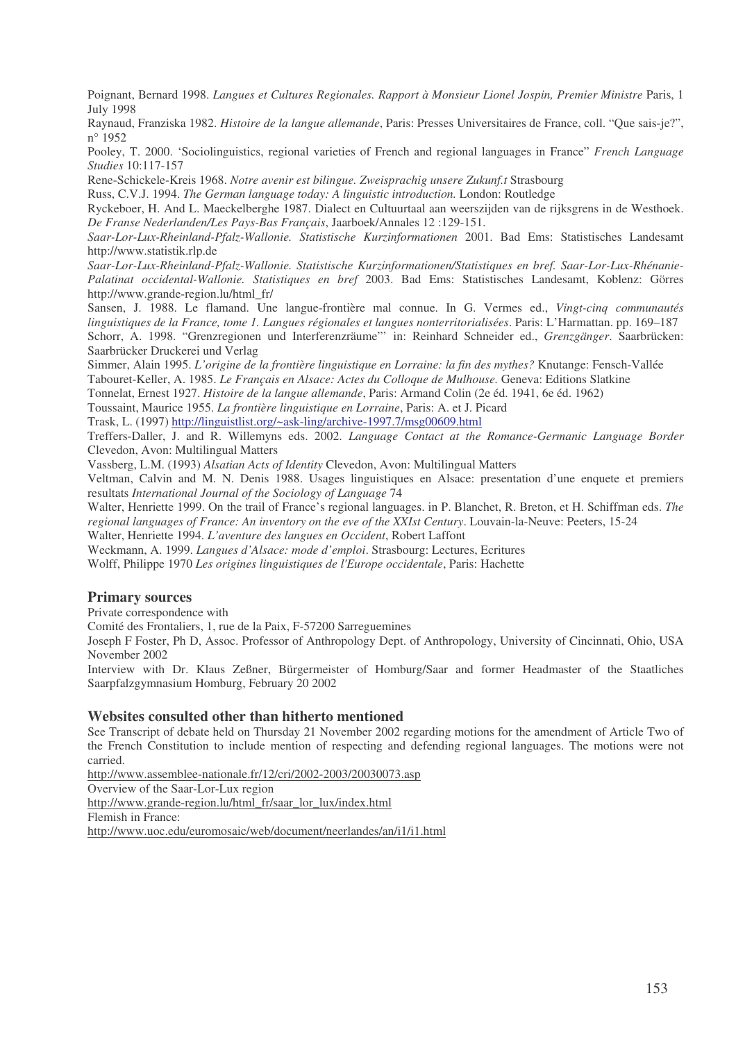Poignant, Bernard 1998. *Langues et Cultures Regionales. Rapport à Monsieur Lionel Jospin, Premier Ministre* Paris, 1 July 1998

Raynaud, Franziska 1982. *Histoire de la langue allemande*, Paris: Presses Universitaires de France, coll. "Que sais-je?", n° 1952

Pooley, T. 2000. 'Sociolinguistics, regional varieties of French and regional languages in France" *French Language Studies* 10:117-157

Rene-Schickele-Kreis 1968. *Notre avenir est bilingue. Zweisprachig unsere Zukunf.t* Strasbourg

Russ, C.V.J. 1994. *The German language today: A linguistic introduction.* London: Routledge

Ryckeboer, H. And L. Maeckelberghe 1987. Dialect en Cultuurtaal aan weerszijden van de rijksgrens in de Westhoek. *De Franse Nederlanden/Les Pays-Bas Français*, Jaarboek/Annales 12 :129-151.

*Saar-Lor-Lux-Rheinland-Pfalz-Wallonie. Statistische Kurzinformationen* 2001. Bad Ems: Statistisches Landesamt http://www.statistik.rlp.de

*Saar-Lor-Lux-Rheinland-Pfalz-Wallonie. Statistische Kurzinformationen/Statistiques en bref. Saar-Lor-Lux-Rhénanie-Palatinat occidental-Wallonie. Statistiques en bref* 2003. Bad Ems: Statistisches Landesamt, Koblenz: Görres http://www.grande-region.lu/html_fr/

Sansen, J. 1988. Le flamand. Une langue-frontière mal connue. In G. Vermes ed., *Vingt-cinq communautés linguistiques de la France, tome 1. Langues régionales et langues nonterritorialisées*. Paris: L'Harmattan. pp. 169–187

Schorr, A. 1998. "Grenzregionen und Interferenzräume"' in: Reinhard Schneider ed., *Grenzgänger*. Saarbrücken: Saarbrücker Druckerei und Verlag

Simmer, Alain 1995. *L'origine de la frontière linguistique en Lorraine: la fin des mythes?* Knutange: Fensch-Vallée

Tabouret-Keller, A. 1985. *Le Français en Alsace: Actes du Colloque de Mulhouse.* Geneva: Editions Slatkine

Tonnelat, Ernest 1927. *Histoire de la langue allemande*, Paris: Armand Colin (2e éd. 1941, 6e éd. 1962)

Toussaint, Maurice 1955. *La frontière linguistique en Lorraine*, Paris: A. et J. Picard

Trask, L. (1997) http://linguistlist.org/~ask-ling/archive-1997.7/msg00609.html

Treffers-Daller, J. and R. Willemyns eds. 2002. *Language Contact at the Romance-Germanic Language Border* Clevedon, Avon: Multilingual Matters

Vassberg, L.M. (1993) *Alsatian Acts of Identity* Clevedon, Avon: Multilingual Matters

Veltman, Calvin and M. N. Denis 1988. Usages linguistiques en Alsace: presentation d'une enquete et premiers resultats *International Journal of the Sociology of Language* 74

Walter, Henriette 1999. On the trail of France's regional languages. in P. Blanchet, R. Breton, et H. Schiffman eds. *The regional languages of France: An inventory on the eve of the XXIst Century*. Louvain-la-Neuve: Peeters, 15-24

Walter, Henriette 1994. *L'aventure des langues en Occident*, Robert Laffont

Weckmann, A. 1999. *Langues d'Alsace: mode d'emploi*. Strasbourg: Lectures, Ecritures

Wolff, Philippe 1970 *Les origines linguistiques de l'Europe occidentale*, Paris: Hachette

## Primary sources

Private correspondence with

Comité des Frontaliers, 1, rue de la Paix, F-57200 Sarreguemines

Joseph F Foster, Ph D, Assoc. Professor of Anthropology Dept. of Anthropology, University of Cincinnati, Ohio, USA November 2002

Interview with Dr. Klaus Zeßner, Bürgermeister of Homburg/Saar and former Headmaster of the Staatliches Saarpfalzgymnasium Homburg, February 20 2002

## Websites consulted other than hitherto mentioned

See Transcript of debate held on Thursday 21 November 2002 regarding motions for the amendment of Article Two of the French Constitution to include mention of respecting and defending regional languages. The motions were not carried.

http://www.assemblee-nationale.fr/12/cri/2002-2003/20030073.asp

Overview of the Saar-Lor-Lux region

http://www.grande-region.lu/html_fr/saar_lor_lux/index.html

Flemish in France:

http://www.uoc.edu/euromosaic/web/document/neerlandes/an/i1/i1.html